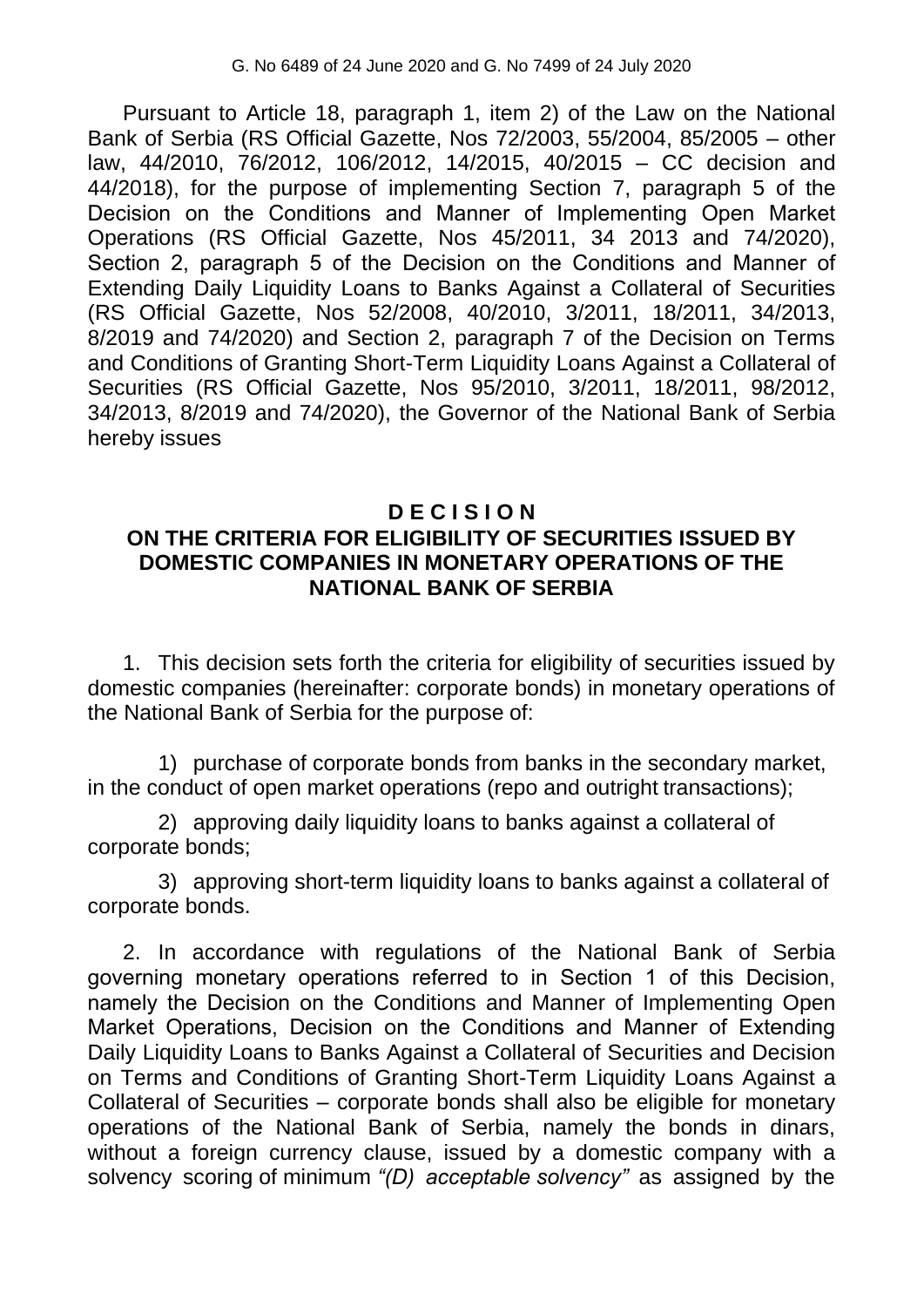G. No 6489 of 24 June 2020 and G. No 7499 of 24 July 2020

Pursuant to Article 18, paragraph 1, item 2) of the Law on the National Bank of Serbia (RS Official Gazette, Nos 72/2003, 55/2004, 85/2005 – other law, 44/2010, 76/2012, 106/2012, 14/2015, 40/2015 – CC decision and 44/2018), for the purpose of implementing Section 7, paragraph 5 of the Decision on the Conditions and Manner of Implementing Open Market Operations (RS Official Gazette, Nos 45/2011, 34 2013 and 74/2020), Section 2, paragraph 5 of the Decision on the Conditions and Manner of Extending Daily Liquidity Loans to Banks Against a Collateral of Securities (RS Official Gazette, Nos 52/2008, 40/2010, 3/2011, 18/2011, 34/2013, 8/2019 and 74/2020) and Section 2, paragraph 7 of the Decision on Terms and Conditions of Granting Short-Term Liquidity Loans Against a Collateral of Securities (RS Official Gazette, Nos 95/2010, 3/2011, 18/2011, 98/2012, 34/2013, 8/2019 and 74/2020), the Governor of the National Bank of Serbia hereby issues

# D E C I S I O N
## ON THE CRITERIA FOR ELIGIBILITY OF SECURITIES ISSUED BY DOMESTIC COMPANIES IN MONETARY OPERATIONS OF THE NATIONAL BANK OF SERBIA

1. This decision sets forth the criteria for eligibility of securities issued by domestic companies (hereinafter: corporate bonds) in monetary operations of the National Bank of Serbia for the purpose of:

   1) purchase of corporate bonds from banks in the secondary market, in the conduct of open market operations (repo and outright transactions);

   2) approving daily liquidity loans to banks against a collateral of corporate bonds;

   3) approving short-term liquidity loans to banks against a collateral of corporate bonds.

2. In accordance with regulations of the National Bank of Serbia governing monetary operations referred to in Section 1 of this Decision, namely the Decision on the Conditions and Manner of Implementing Open Market Operations, Decision on the Conditions and Manner of Extending Daily Liquidity Loans to Banks Against a Collateral of Securities and Decision on Terms and Conditions of Granting Short-Term Liquidity Loans Against a Collateral of Securities – corporate bonds shall also be eligible for monetary operations of the National Bank of Serbia, namely the bonds in dinars, without a foreign currency clause, issued by a domestic company with a solvency scoring of minimum *"(D) acceptable solvency"* as assigned by the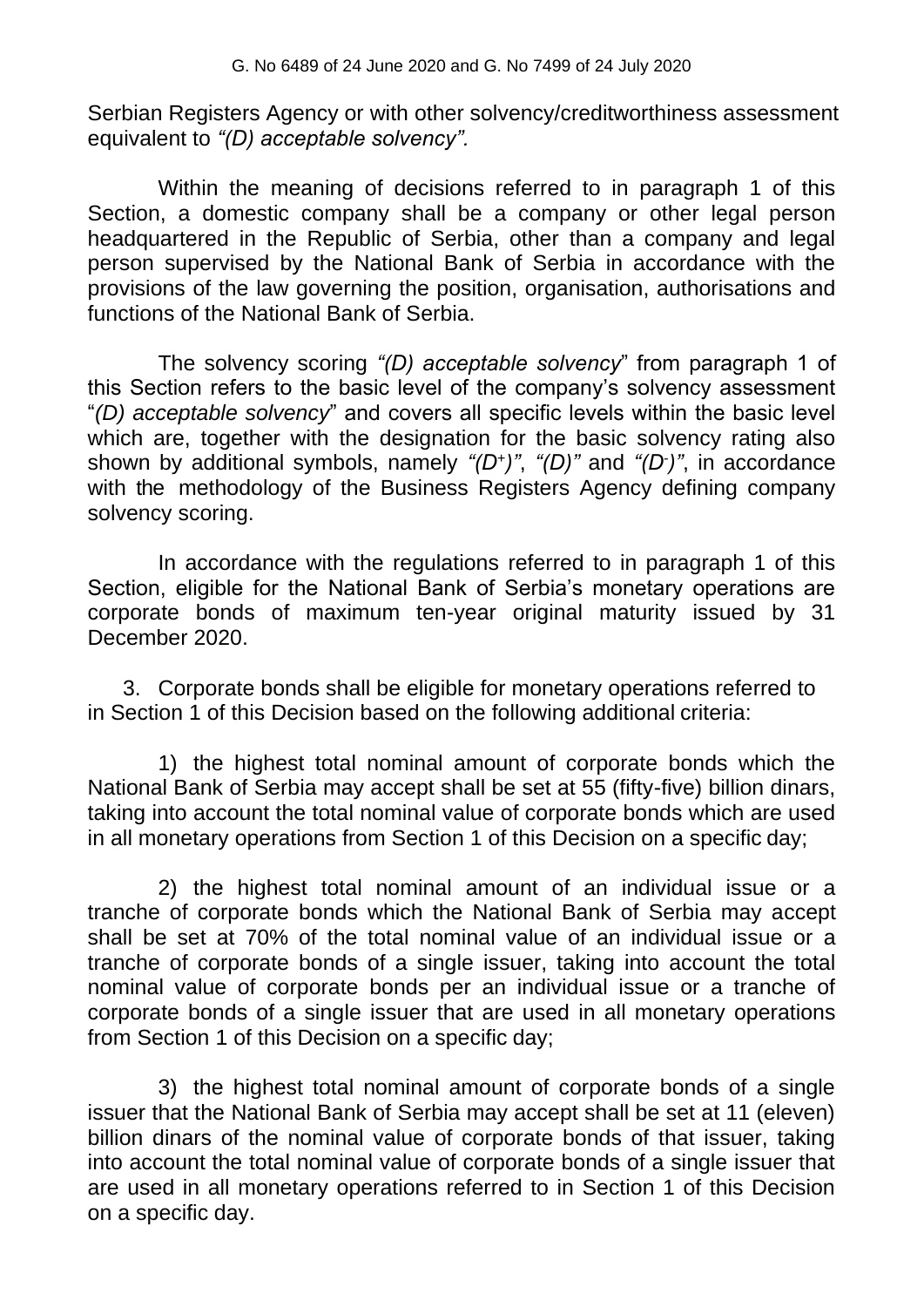Serbian Registers Agency or with other solvency/creditworthiness assessment equivalent to *"(D) acceptable solvency".*

Within the meaning of decisions referred to in paragraph 1 of this Section, a domestic company shall be a company or other legal person headquartered in the Republic of Serbia, other than a company and legal person supervised by the National Bank of Serbia in accordance with the provisions of the law governing the position, organisation, authorisations and functions of the National Bank of Serbia.

The solvency scoring *"(D) acceptable solvency*" from paragraph 1 of this Section refers to the basic level of the company's solvency assessment "*(D) acceptable solvency*" and covers all specific levels within the basic level which are, together with the designation for the basic solvency rating also shown by additional symbols, namely *"($D^+$)"*, *"(D)"* and *"($D^-$)"*, in accordance with the methodology of the Business Registers Agency defining company solvency scoring.

In accordance with the regulations referred to in paragraph 1 of this Section, eligible for the National Bank of Serbia's monetary operations are corporate bonds of maximum ten-year original maturity issued by 31 December 2020.

3. Corporate bonds shall be eligible for monetary operations referred to in Section 1 of this Decision based on the following additional criteria:

1) the highest total nominal amount of corporate bonds which the National Bank of Serbia may accept shall be set at 55 (fifty-five) billion dinars, taking into account the total nominal value of corporate bonds which are used in all monetary operations from Section 1 of this Decision on a specific day;

2) the highest total nominal amount of an individual issue or a tranche of corporate bonds which the National Bank of Serbia may accept shall be set at 70% of the total nominal value of an individual issue or a tranche of corporate bonds of a single issuer, taking into account the total nominal value of corporate bonds per an individual issue or a tranche of corporate bonds of a single issuer that are used in all monetary operations from Section 1 of this Decision on a specific day;

3) the highest total nominal amount of corporate bonds of a single issuer that the National Bank of Serbia may accept shall be set at 11 (eleven) billion dinars of the nominal value of corporate bonds of that issuer, taking into account the total nominal value of corporate bonds of a single issuer that are used in all monetary operations referred to in Section 1 of this Decision on a specific day.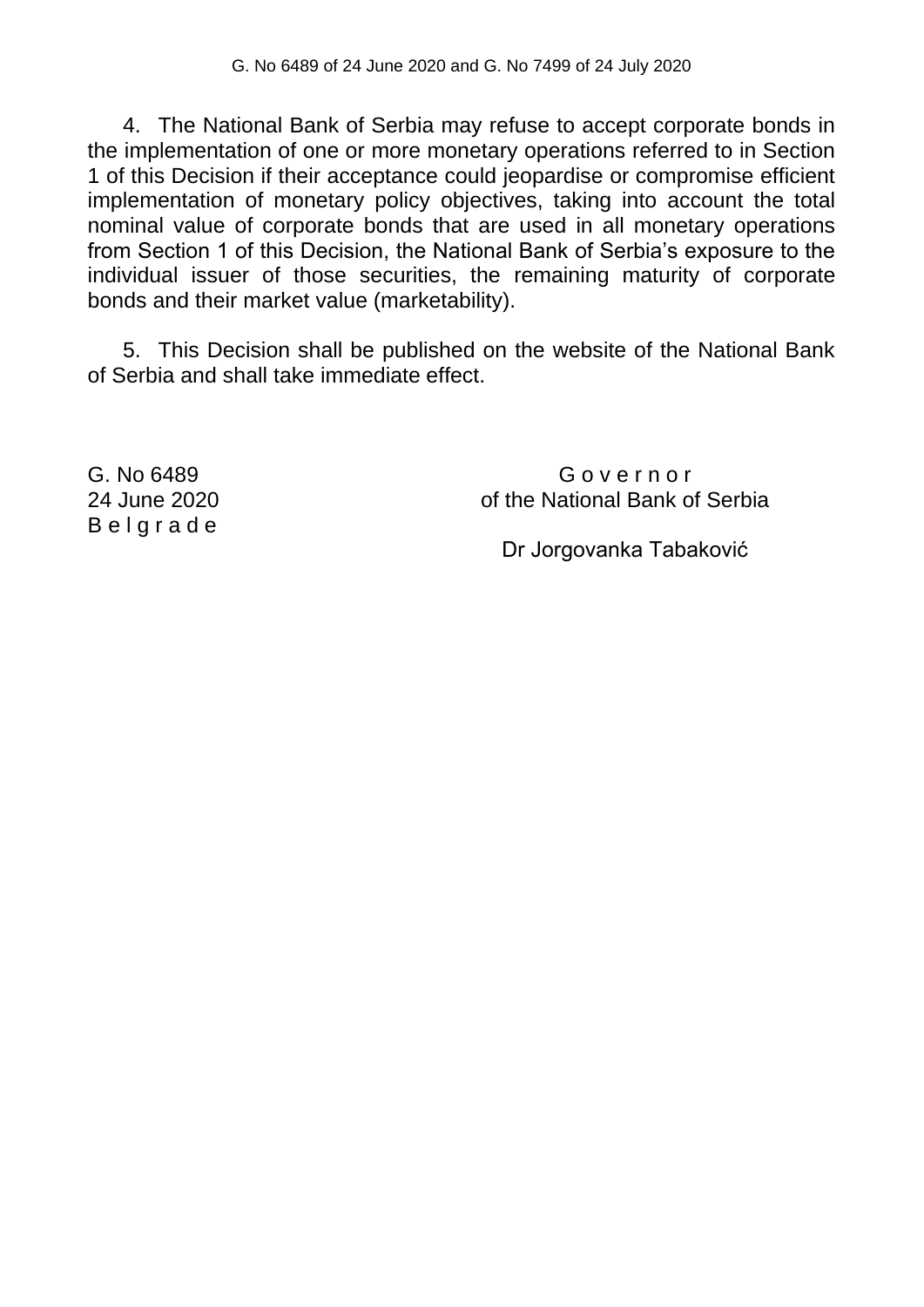4. The National Bank of Serbia may refuse to accept corporate bonds in the implementation of one or more monetary operations referred to in Section 1 of this Decision if their acceptance could jeopardise or compromise efficient implementation of monetary policy objectives, taking into account the total nominal value of corporate bonds that are used in all monetary operations from Section 1 of this Decision, the National Bank of Serbia's exposure to the individual issuer of those securities, the remaining maturity of corporate bonds and their market value (marketability).

5. This Decision shall be published on the website of the National Bank of Serbia and shall take immediate effect.

G. No 6489
24 June 2020
B e l g r a d e

G o v e r n o r
of the National Bank of Serbia

Dr Jorgovanka Tabaković